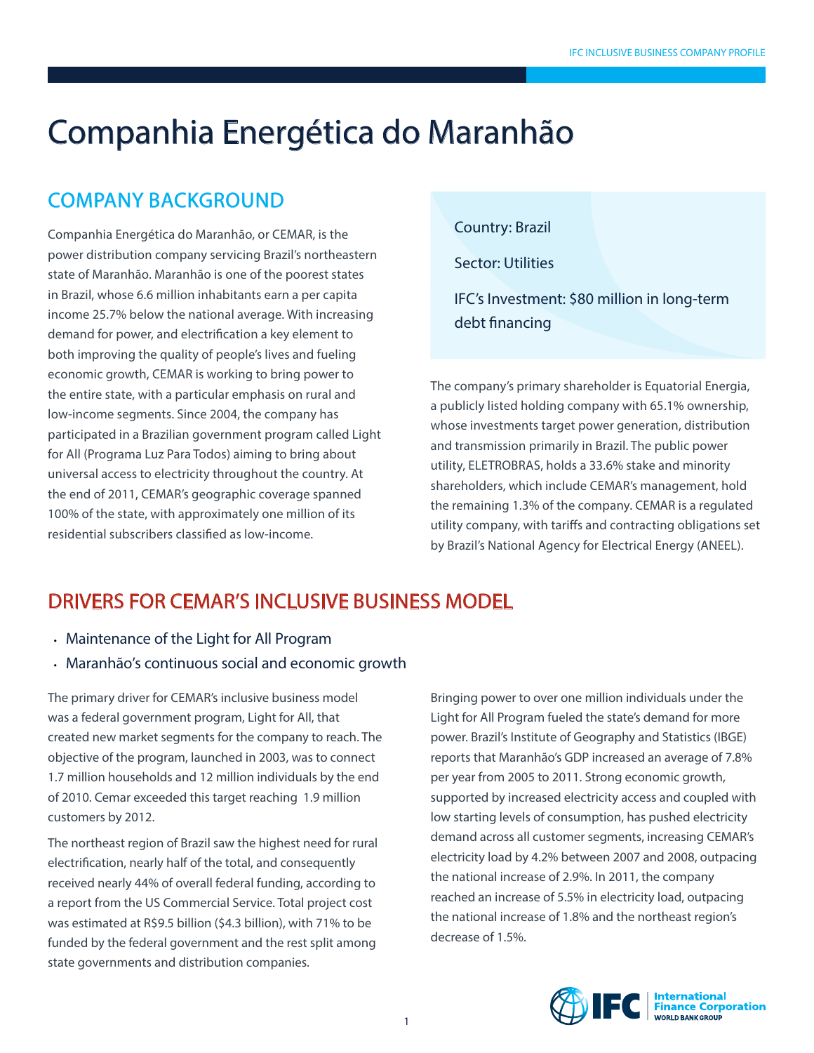# Companhia Energética do Maranhão

## COMPANY BACKGROUND

Companhia Energética do Maranhão, or CEMAR, is the power distribution company servicing Brazil's northeastern state of Maranhão. Maranhão is one of the poorest states in Brazil, whose 6.6 million inhabitants earn a per capita income 25.7% below the national average. With increasing demand for power, and electrification a key element to both improving the quality of people's lives and fueling economic growth, CEMAR is working to bring power to the entire state, with a particular emphasis on rural and low-income segments. Since 2004, the company has participated in a Brazilian government program called Light for All (Programa Luz Para Todos) aiming to bring about universal access to electricity throughout the country. At the end of 2011, CEMAR's geographic coverage spanned 100% of the state, with approximately one million of its residential subscribers classified as low-income.

Country: Brazil

Sector: Utilities

IFC's Investment: $80 million in long-term debt financing

The company's primary shareholder is Equatorial Energia, a publicly listed holding company with 65.1% ownership, whose investments target power generation, distribution and transmission primarily in Brazil. The public power utility, ELETROBRAS, holds a 33.6% stake and minority shareholders, which include CEMAR's management, hold the remaining 1.3% of the company. CEMAR is a regulated utility company, with tariffs and contracting obligations set by Brazil's National Agency for Electrical Energy (ANEEL).

## DRIVERS FOR CEMAR'S INCLUSIVE BUSINESS MODEL

- Maintenance of the Light for All Program
- Maranhão's continuous social and economic growth

The primary driver for CEMAR's inclusive business model was a federal government program, Light for All, that created new market segments for the company to reach. The objective of the program, launched in 2003, was to connect 1.7 million households and 12 million individuals by the end of 2010. Cemar exceeded this target reaching 1.9 million customers by 2012.

The northeast region of Brazil saw the highest need for rural electrification, nearly half of the total, and consequently received nearly 44% of overall federal funding, according to a report from the US Commercial Service. Total project cost was estimated at R$9.5 billion ($4.3 billion), with 71% to be funded by the federal government and the rest split among state governments and distribution companies.

Bringing power to over one million individuals under the Light for All Program fueled the state's demand for more power. Brazil's Institute of Geography and Statistics (IBGE) reports that Maranhão's GDP increased an average of 7.8% per year from 2005 to 2011. Strong economic growth, supported by increased electricity access and coupled with low starting levels of consumption, has pushed electricity demand across all customer segments, increasing CEMAR's electricity load by 4.2% between 2007 and 2008, outpacing the national increase of 2.9%. In 2011, the company reached an increase of 5.5% in electricity load, outpacing the national increase of 1.8% and the northeast region's decrease of 1.5%.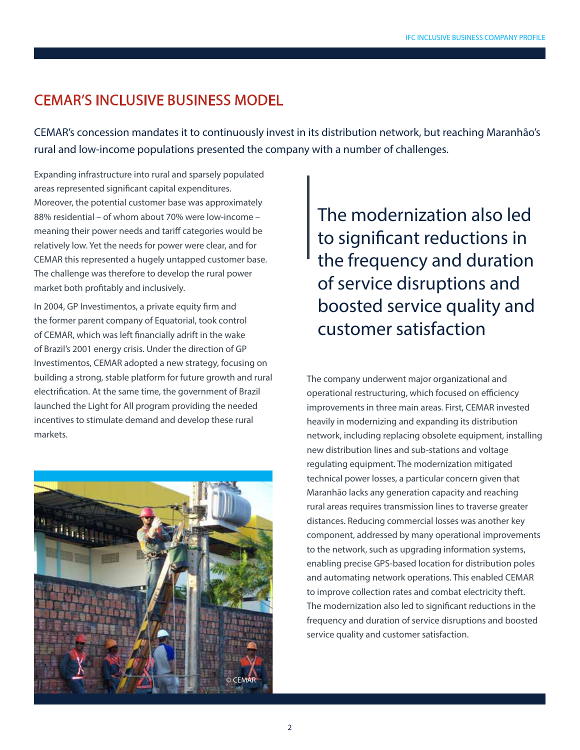## CEMAR'S INCLUSIVE BUSINESS MODEL

CEMAR's concession mandates it to continuously invest in its distribution network, but reaching Maranhão's rural and low-income populations presented the company with a number of challenges.

Expanding infrastructure into rural and sparsely populated areas represented significant capital expenditures. Moreover, the potential customer base was approximately 88% residential – of whom about 70% were low-income – meaning their power needs and tariff categories would be relatively low. Yet the needs for power were clear, and for CEMAR this represented a hugely untapped customer base. The challenge was therefore to develop the rural power market both profitably and inclusively.

In 2004, GP Investimentos, a private equity firm and the former parent company of Equatorial, took control of CEMAR, which was left financially adrift in the wake of Brazil's 2001 energy crisis. Under the direction of GP Investimentos, CEMAR adopted a new strategy, focusing on building a strong, stable platform for future growth and rural electrification. At the same time, the government of Brazil launched the Light for All program providing the needed incentives to stimulate demand and develop these rural markets.

© CEMAR

> The modernization also led to significant reductions in the frequency and duration of service disruptions and boosted service quality and customer satisfaction

The company underwent major organizational and operational restructuring, which focused on efficiency improvements in three main areas. First, CEMAR invested heavily in modernizing and expanding its distribution network, including replacing obsolete equipment, installing new distribution lines and sub-stations and voltage regulating equipment. The modernization mitigated technical power losses, a particular concern given that Maranhão lacks any generation capacity and reaching rural areas requires transmission lines to traverse greater distances. Reducing commercial losses was another key component, addressed by many operational improvements to the network, such as upgrading information systems, enabling precise GPS-based location for distribution poles and automating network operations. This enabled CEMAR to improve collection rates and combat electricity theft. The modernization also led to significant reductions in the frequency and duration of service disruptions and boosted service quality and customer satisfaction.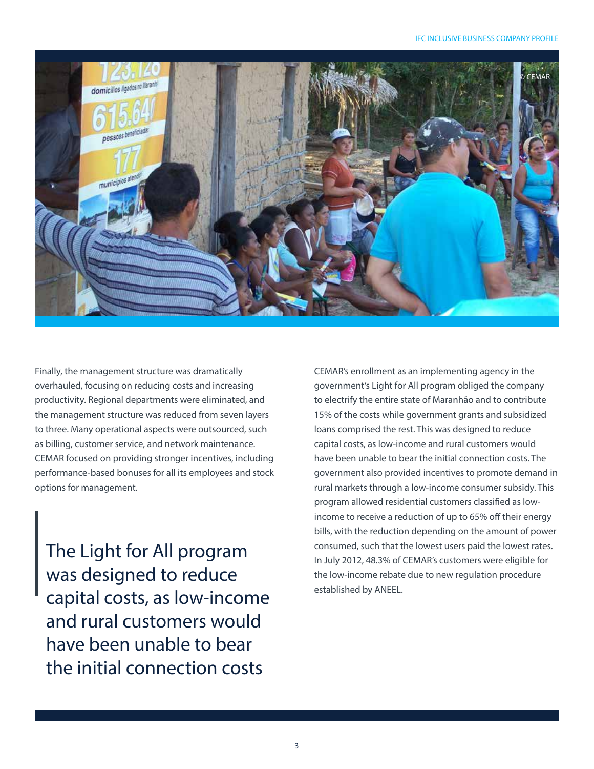Finally, the management structure was dramatically overhauled, focusing on reducing costs and increasing productivity. Regional departments were eliminated, and the management structure was reduced from seven layers to three. Many operational aspects were outsourced, such as billing, customer service, and network maintenance. CEMAR focused on providing stronger incentives, including performance-based bonuses for all its employees and stock options for management.

> The Light for All program was designed to reduce capital costs, as low-income and rural customers would have been unable to bear the initial connection costs

CEMAR's enrollment as an implementing agency in the government's Light for All program obliged the company to electrify the entire state of Maranhão and to contribute 15% of the costs while government grants and subsidized loans comprised the rest. This was designed to reduce capital costs, as low-income and rural customers would have been unable to bear the initial connection costs. The government also provided incentives to promote demand in rural markets through a low-income consumer subsidy. This program allowed residential customers classified as low-income to receive a reduction of up to 65% off their energy bills, with the reduction depending on the amount of power consumed, such that the lowest users paid the lowest rates. In July 2012, 48.3% of CEMAR's customers were eligible for the low-income rebate due to new regulation procedure established by ANEEL.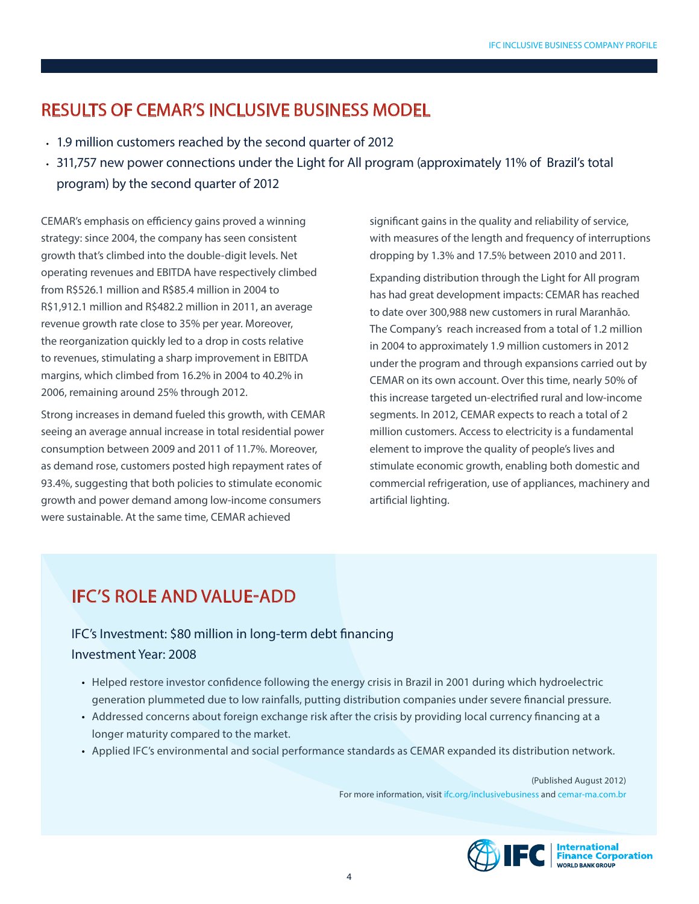## RESULTS OF CEMAR'S INCLUSIVE BUSINESS MODEL

- 1.9 million customers reached by the second quarter of 2012
- 311,757 new power connections under the Light for All program (approximately 11% of Brazil's total program) by the second quarter of 2012

CEMAR's emphasis on efficiency gains proved a winning strategy: since 2004, the company has seen consistent growth that's climbed into the double-digit levels. Net operating revenues and EBITDA have respectively climbed from R$526.1 million and R$85.4 million in 2004 to R$1,912.1 million and R$482.2 million in 2011, an average revenue growth rate close to 35% per year. Moreover, the reorganization quickly led to a drop in costs relative to revenues, stimulating a sharp improvement in EBITDA margins, which climbed from 16.2% in 2004 to 40.2% in 2006, remaining around 25% through 2012.

Strong increases in demand fueled this growth, with CEMAR seeing an average annual increase in total residential power consumption between 2009 and 2011 of 11.7%. Moreover, as demand rose, customers posted high repayment rates of 93.4%, suggesting that both policies to stimulate economic growth and power demand among low-income consumers were sustainable. At the same time, CEMAR achieved significant gains in the quality and reliability of service, with measures of the length and frequency of interruptions dropping by 1.3% and 17.5% between 2010 and 2011.

Expanding distribution through the Light for All program has had great development impacts: CEMAR has reached to date over 300,988 new customers in rural Maranhão. The Company's reach increased from a total of 1.2 million in 2004 to approximately 1.9 million customers in 2012 under the program and through expansions carried out by CEMAR on its own account. Over this time, nearly 50% of this increase targeted un-electrified rural and low-income segments. In 2012, CEMAR expects to reach a total of 2 million customers. Access to electricity is a fundamental element to improve the quality of people's lives and stimulate economic growth, enabling both domestic and commercial refrigeration, use of appliances, machinery and artificial lighting.

## IFC'S ROLE AND VALUE-ADD

IFC's Investment: $80 million in long-term debt financing
Investment Year: 2008

- Helped restore investor confidence following the energy crisis in Brazil in 2001 during which hydroelectric generation plummeted due to low rainfalls, putting distribution companies under severe financial pressure.
- Addressed concerns about foreign exchange risk after the crisis by providing local currency financing at a longer maturity compared to the market.
- Applied IFC's environmental and social performance standards as CEMAR expanded its distribution network.

(Published August 2012)

For more information, visit ifc.org/inclusivebusiness and cemar-ma.com.br

IFC International Finance Corporation WORLD BANK GROUP